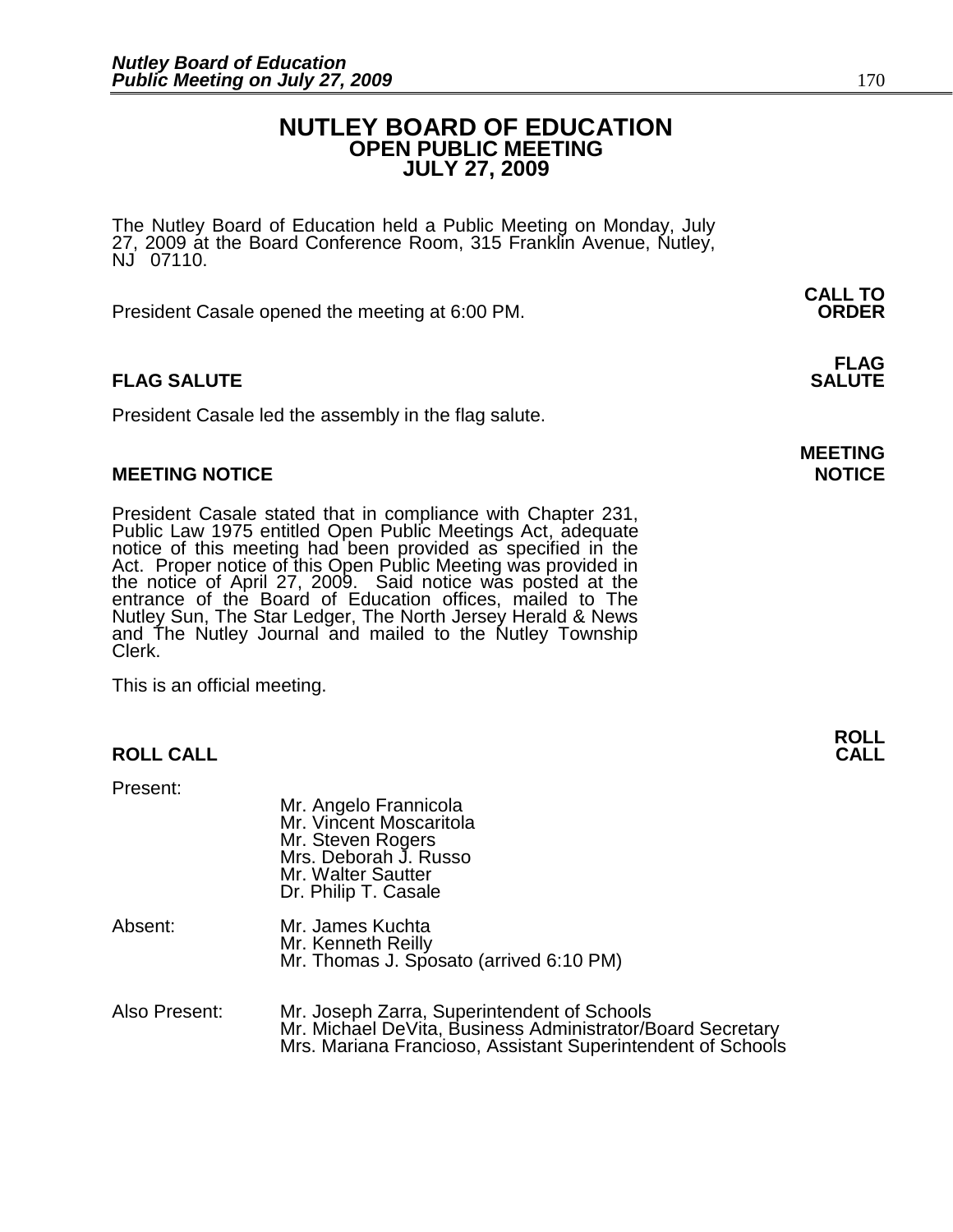# NUTLEY BOARD OF EDUCATION
## OPEN PUBLIC MEETING
## JULY 27, 2009

The Nutley Board of Education held a Public Meeting on Monday, July 27, 2009 at the Board Conference Room, 315 Franklin Avenue, Nutley, NJ 07110.

**CALL TO ORDER**

President Casale opened the meeting at 6:00 PM.

**FLAG SALUTE**

President Casale led the assembly in the flag salute.

**MEETING NOTICE**

President Casale stated that in compliance with Chapter 231, Public Law 1975 entitled Open Public Meetings Act, adequate notice of this meeting had been provided as specified in the Act. Proper notice of this Open Public Meeting was provided in the notice of April 27, 2009. Said notice was posted at the entrance of the Board of Education offices, mailed to The Nutley Sun, The Star Ledger, The North Jersey Herald & News and The Nutley Journal and mailed to the Nutley Township Clerk.

This is an official meeting.

**ROLL CALL**

Present:
- Mr. Angelo Frannicola
- Mr. Vincent Moscaritola
- Mr. Steven Rogers
- Mrs. Deborah J. Russo
- Mr. Walter Sautter
- Dr. Philip T. Casale

Absent:
- Mr. James Kuchta
- Mr. Kenneth Reilly
- Mr. Thomas J. Sposato (arrived 6:10 PM)

Also Present:
- Mr. Joseph Zarra, Superintendent of Schools
- Mr. Michael DeVita, Business Administrator/Board Secretary
- Mrs. Mariana Francioso, Assistant Superintendent of Schools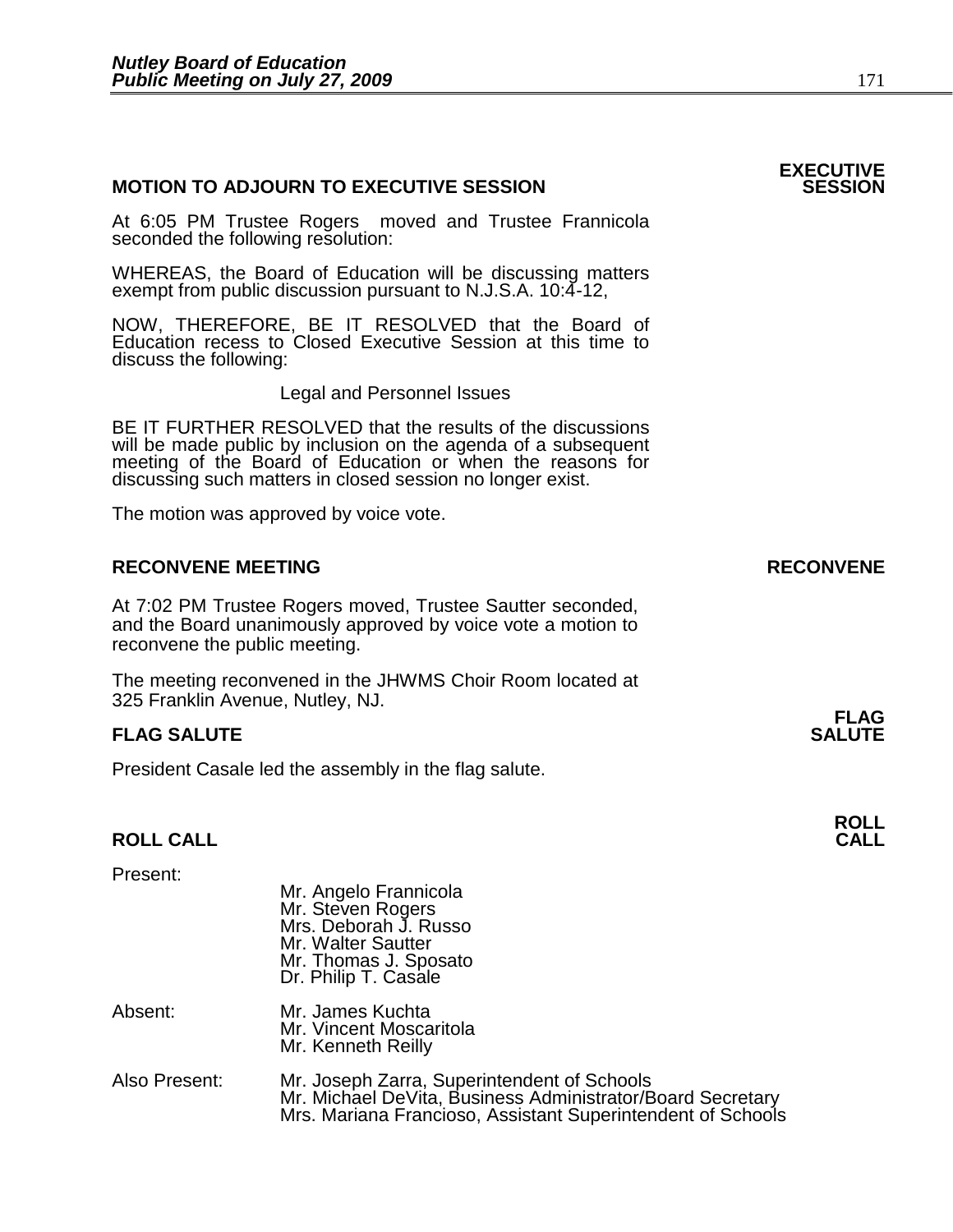## MOTION TO ADJOURN TO EXECUTIVE SESSION

**EXECUTIVE SESSION**

At 6:05 PM Trustee Rogers moved and Trustee Frannicola seconded the following resolution:

WHEREAS, the Board of Education will be discussing matters exempt from public discussion pursuant to N.J.S.A. 10:4-12,

NOW, THEREFORE, BE IT RESOLVED that the Board of Education recess to Closed Executive Session at this time to discuss the following:

Legal and Personnel Issues

BE IT FURTHER RESOLVED that the results of the discussions will be made public by inclusion on the agenda of a subsequent meeting of the Board of Education or when the reasons for discussing such matters in closed session no longer exist.

The motion was approved by voice vote.

## RECONVENE MEETING

**RECONVENE**

At 7:02 PM Trustee Rogers moved, Trustee Sautter seconded, and the Board unanimously approved by voice vote a motion to reconvene the public meeting.

The meeting reconvened in the JHWMS Choir Room located at 325 Franklin Avenue, Nutley, NJ.

## FLAG SALUTE

**FLAG SALUTE**

President Casale led the assembly in the flag salute.

## ROLL CALL

**ROLL CALL**

Present:

Mr. Angelo Frannicola
Mr. Steven Rogers
Mrs. Deborah J. Russo
Mr. Walter Sautter
Mr. Thomas J. Sposato
Dr. Philip T. Casale

Absent:

Mr. James Kuchta
Mr. Vincent Moscaritola
Mr. Kenneth Reilly

Also Present:

Mr. Joseph Zarra, Superintendent of Schools
Mr. Michael DeVita, Business Administrator/Board Secretary
Mrs. Mariana Francioso, Assistant Superintendent of Schools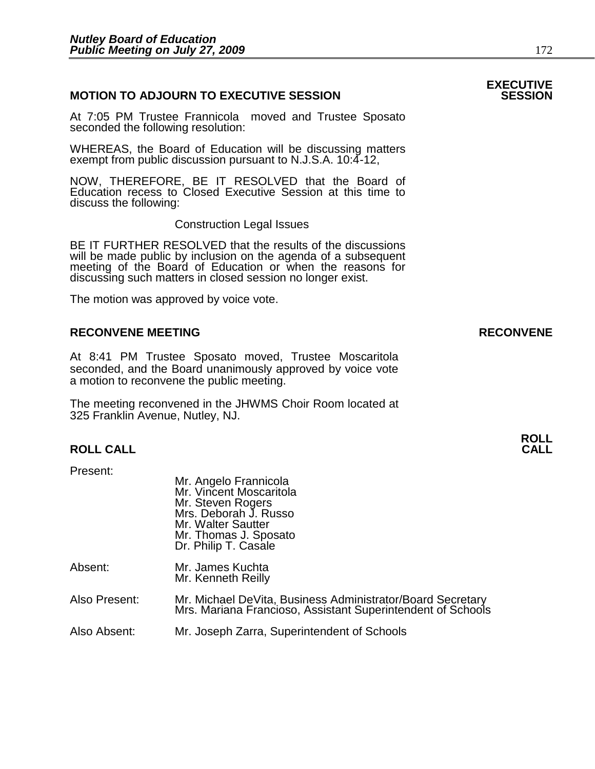## MOTION TO ADJOURN TO EXECUTIVE SESSION

**EXECUTIVE SESSION**

At 7:05 PM Trustee Frannicola moved and Trustee Sposato seconded the following resolution:

WHEREAS, the Board of Education will be discussing matters exempt from public discussion pursuant to N.J.S.A. 10:4-12,

NOW, THEREFORE, BE IT RESOLVED that the Board of Education recess to Closed Executive Session at this time to discuss the following:

Construction Legal Issues

BE IT FURTHER RESOLVED that the results of the discussions will be made public by inclusion on the agenda of a subsequent meeting of the Board of Education or when the reasons for discussing such matters in closed session no longer exist.

The motion was approved by voice vote.

## RECONVENE MEETING

**RECONVENE**

At 8:41 PM Trustee Sposato moved, Trustee Moscaritola seconded, and the Board unanimously approved by voice vote a motion to reconvene the public meeting.

The meeting reconvened in the JHWMS Choir Room located at 325 Franklin Avenue, Nutley, NJ.

## ROLL CALL

**ROLL CALL**

Present:

- Mr. Angelo Frannicola
- Mr. Vincent Moscaritola
- Mr. Steven Rogers
- Mrs. Deborah J. Russo
- Mr. Walter Sautter
- Mr. Thomas J. Sposato
- Dr. Philip T. Casale

Absent:

- Mr. James Kuchta
- Mr. Kenneth Reilly

Also Present:

- Mr. Michael DeVita, Business Administrator/Board Secretary
- Mrs. Mariana Francioso, Assistant Superintendent of Schools

Also Absent:

- Mr. Joseph Zarra, Superintendent of Schools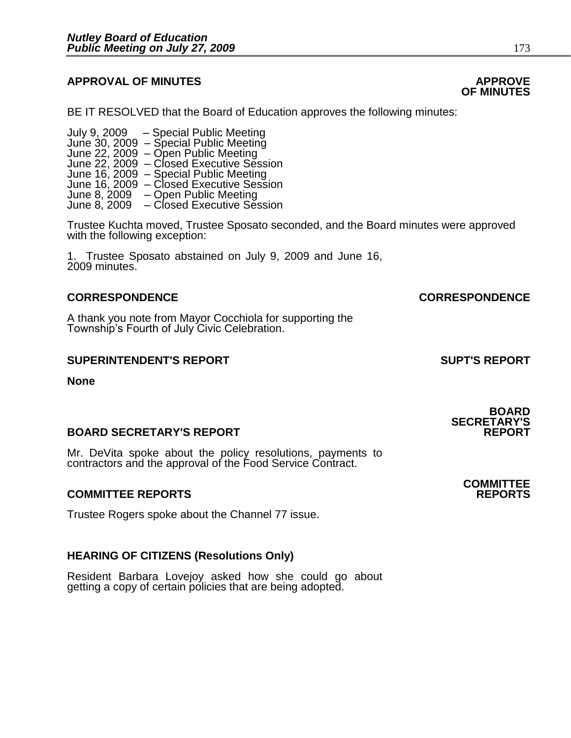## APPROVAL OF MINUTES

**APPROVE OF MINUTES**

BE IT RESOLVED that the Board of Education approves the following minutes:

July 9, 2009 – Special Public Meeting
June 30, 2009 – Special Public Meeting
June 22, 2009 – Open Public Meeting
June 22, 2009 – Closed Executive Session
June 16, 2009 – Special Public Meeting
June 16, 2009 – Closed Executive Session
June 8, 2009 – Open Public Meeting
June 8, 2009 – Closed Executive Session

Trustee Kuchta moved, Trustee Sposato seconded, and the Board minutes were approved with the following exception:

1. Trustee Sposato abstained on July 9, 2009 and June 16, 2009 minutes.

## CORRESPONDENCE

**CORRESPONDENCE**

A thank you note from Mayor Cocchiola for supporting the Township's Fourth of July Civic Celebration.

## SUPERINTENDENT'S REPORT

**SUPT'S REPORT**

**None**

## BOARD SECRETARY'S REPORT

**BOARD SECRETARY'S REPORT**

Mr. DeVita spoke about the policy resolutions, payments to contractors and the approval of the Food Service Contract.

## COMMITTEE REPORTS

**COMMITTEE REPORTS**

Trustee Rogers spoke about the Channel 77 issue.

## HEARING OF CITIZENS (Resolutions Only)

Resident Barbara Lovejoy asked how she could go about getting a copy of certain policies that are being adopted.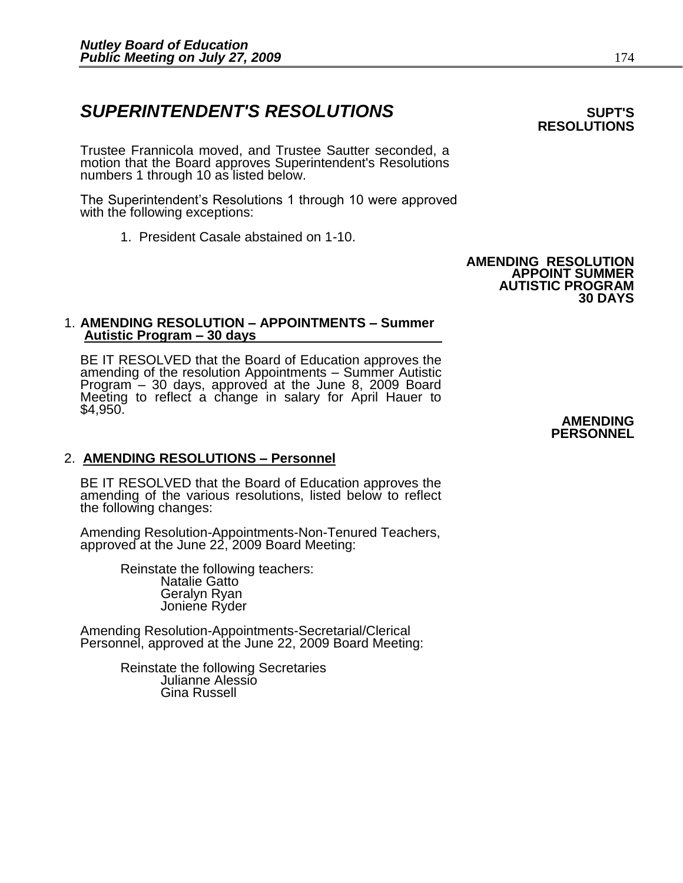## *SUPERINTENDENT'S RESOLUTIONS*

**SUPT'S RESOLUTIONS**

Trustee Frannicola moved, and Trustee Sautter seconded, a motion that the Board approves Superintendent's Resolutions numbers 1 through 10 as listed below.

The Superintendent's Resolutions 1 through 10 were approved with the following exceptions:

1. President Casale abstained on 1-10.

**AMENDING RESOLUTION APPOINT SUMMER AUTISTIC PROGRAM 30 DAYS**

1. **AMENDING RESOLUTION – APPOINTMENTS – Summer Autistic Program – 30 days**

   BE IT RESOLVED that the Board of Education approves the amending of the resolution Appointments – Summer Autistic Program – 30 days, approved at the June 8, 2009 Board Meeting to reflect a change in salary for April Hauer to $4,950.

**AMENDING PERSONNEL**

2. **AMENDING RESOLUTIONS – Personnel**

   BE IT RESOLVED that the Board of Education approves the amending of the various resolutions, listed below to reflect the following changes:

   Amending Resolution-Appointments-Non-Tenured Teachers, approved at the June 22, 2009 Board Meeting:

   Reinstate the following teachers:
   - Natalie Gatto
   - Geralyn Ryan
   - Joniene Ryder

   Amending Resolution-Appointments-Secretarial/Clerical Personnel, approved at the June 22, 2009 Board Meeting:

   Reinstate the following Secretaries
   - Julianne Alessio
   - Gina Russell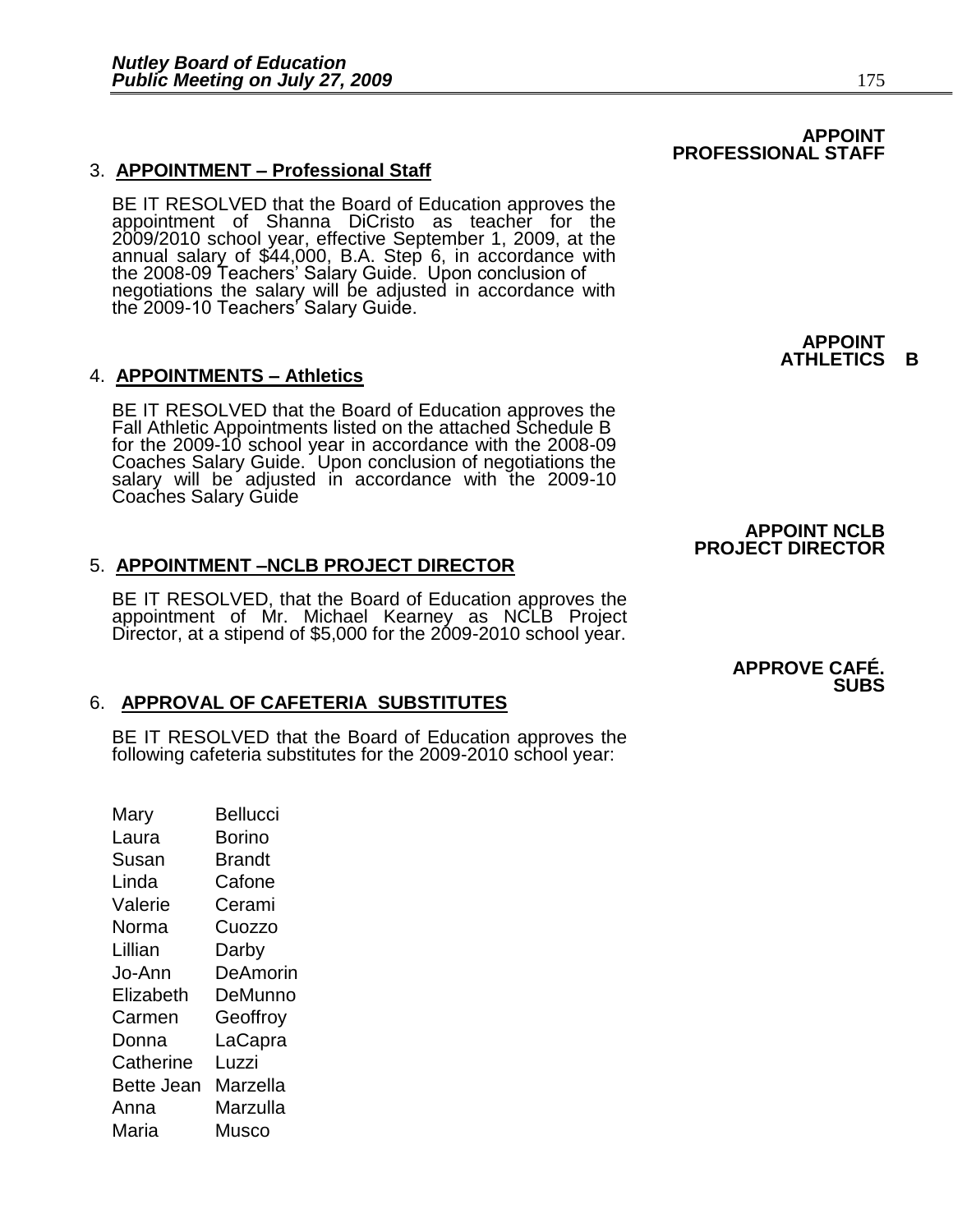**APPOINT PROFESSIONAL STAFF**

3. **APPOINTMENT – Professional Staff**

   BE IT RESOLVED that the Board of Education approves the appointment of Shanna DiCristo as teacher for the 2009/2010 school year, effective September 1, 2009, at the annual salary of $44,000, B.A. Step 6, in accordance with the 2008-09 Teachers' Salary Guide. Upon conclusion of negotiations the salary will be adjusted in accordance with the 2009-10 Teachers' Salary Guide.

**APPOINT ATHLETICS B**

4. **APPOINTMENTS – Athletics**

   BE IT RESOLVED that the Board of Education approves the Fall Athletic Appointments listed on the attached Schedule B for the 2009-10 school year in accordance with the 2008-09 Coaches Salary Guide. Upon conclusion of negotiations the salary will be adjusted in accordance with the 2009-10 Coaches Salary Guide

**APPOINT NCLB PROJECT DIRECTOR**

5. **APPOINTMENT –NCLB PROJECT DIRECTOR**

   BE IT RESOLVED, that the Board of Education approves the appointment of Mr. Michael Kearney as NCLB Project Director, at a stipend of $5,000 for the 2009-2010 school year.

**APPROVE CAFÉ. SUBS**

6. **APPROVAL OF CAFETERIA SUBSTITUTES**

   BE IT RESOLVED that the Board of Education approves the following cafeteria substitutes for the 2009-2010 school year:

| | |
|---|---|
| Mary | Bellucci |
| Laura | Borino |
| Susan | Brandt |
| Linda | Cafone |
| Valerie | Cerami |
| Norma | Cuozzo |
| Lillian | Darby |
| Jo-Ann | DeAmorin |
| Elizabeth | DeMunno |
| Carmen | Geoffroy |
| Donna | LaCapra |
| Catherine | Luzzi |
| Bette Jean | Marzella |
| Anna | Marzulla |
| Maria | Musco |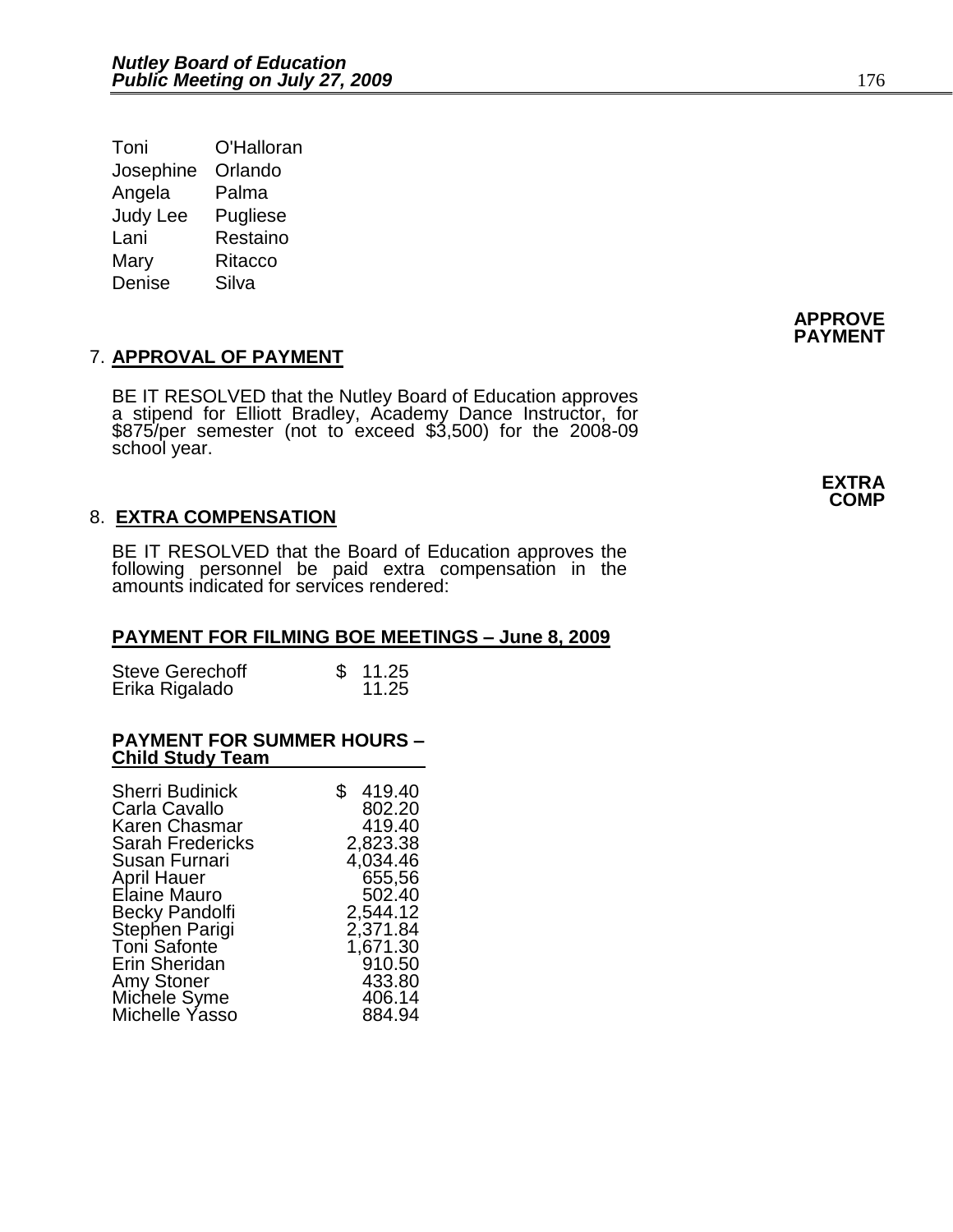| | |
|---|---|
| Toni | O'Halloran |
| Josephine | Orlando |
| Angela | Palma |
| Judy Lee | Pugliese |
| Lani | Restaino |
| Mary | Ritacco |
| Denise | Silva |

**APPROVE PAYMENT**

7. **APPROVAL OF PAYMENT**

BE IT RESOLVED that the Nutley Board of Education approves a stipend for Elliott Bradley, Academy Dance Instructor, for $875/per semester (not to exceed $3,500) for the 2008-09 school year.

**EXTRA COMP**

8. **EXTRA COMPENSATION**

BE IT RESOLVED that the Board of Education approves the following personnel be paid extra compensation in the amounts indicated for services rendered:

**PAYMENT FOR FILMING BOE MEETINGS – June 8, 2009**

| | |
|---|---|
| Steve Gerechoff | $ 11.25 |
| Erika Rigalado | 11.25 |

**PAYMENT FOR SUMMER HOURS – Child Study Team**

| | |
|---|---|
| Sherri Budinick | $ 419.40 |
| Carla Cavallo | 802.20 |
| Karen Chasmar | 419.40 |
| Sarah Fredericks | 2,823.38 |
| Susan Furnari | 4,034.46 |
| April Hauer | 655,56 |
| Elaine Mauro | 502.40 |
| Becky Pandolfi | 2,544.12 |
| Stephen Parigi | 2,371.84 |
| Toni Safonte | 1,671.30 |
| Erin Sheridan | 910.50 |
| Amy Stoner | 433.80 |
| Michele Syme | 406.14 |
| Michelle Yasso | 884.94 |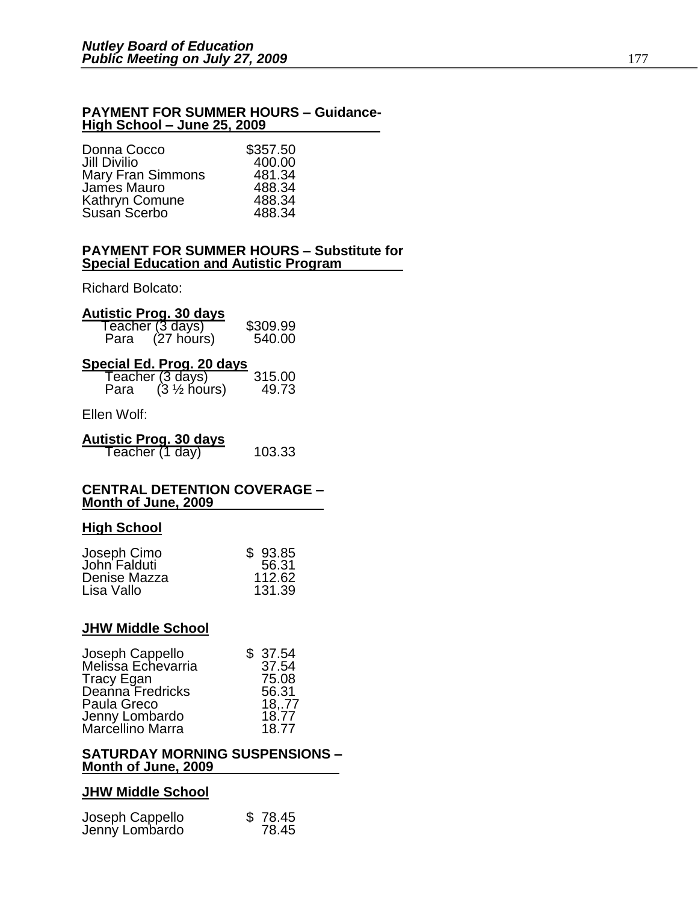**PAYMENT FOR SUMMER HOURS – Guidance-**
**High School – June 25, 2009**

| | |
|---|---|
| Donna Cocco | $357.50 |
| Jill Divilio | 400.00 |
| Mary Fran Simmons | 481.34 |
| James Mauro | 488.34 |
| Kathryn Comune | 488.34 |
| Susan Scerbo | 488.34 |

**PAYMENT FOR SUMMER HOURS – Substitute for**
**Special Education and Autistic Program**

Richard Bolcato:

**Autistic Prog. 30 days**

| | |
|---|---|
| Teacher (3 days) | $309.99 |
| Para (27 hours) | 540.00 |

**Special Ed. Prog. 20 days**

| | |
|---|---|
| Teacher (3 days) | 315.00 |
| Para (3 ½ hours) | 49.73 |

Ellen Wolf:

**Autistic Prog. 30 days**

| | |
|---|---|
| Teacher (1 day) | 103.33 |

**CENTRAL DETENTION COVERAGE –**
**Month of June, 2009**

**High School**

| | |
|---|---|
| Joseph Cimo | $ 93.85 |
| John Falduti | 56.31 |
| Denise Mazza | 112.62 |
| Lisa Vallo | 131.39 |

**JHW Middle School**

| | |
|---|---|
| Joseph Cappello | $ 37.54 |
| Melissa Echevarria | 37.54 |
| Tracy Egan | 75.08 |
| Deanna Fredricks | 56.31 |
| Paula Greco | 18,.77 |
| Jenny Lombardo | 18.77 |
| Marcellino Marra | 18.77 |

**SATURDAY MORNING SUSPENSIONS –**
**Month of June, 2009**

**JHW Middle School**

| | |
|---|---|
| Joseph Cappello | $ 78.45 |
| Jenny Lombardo | 78.45 |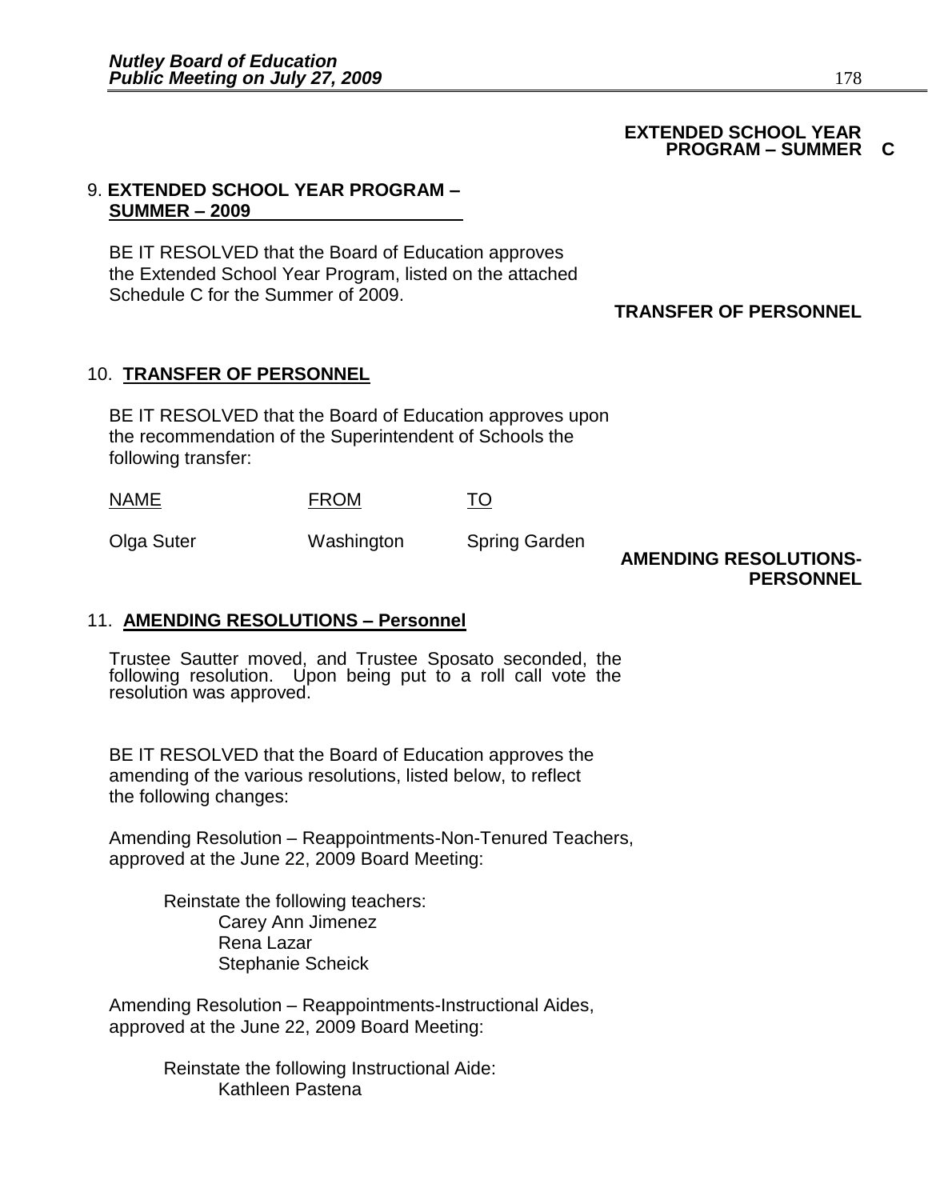**EXTENDED SCHOOL YEAR PROGRAM – SUMMER C**

9. **EXTENDED SCHOOL YEAR PROGRAM – SUMMER – 2009**

BE IT RESOLVED that the Board of Education approves the Extended School Year Program, listed on the attached Schedule C for the Summer of 2009.

**TRANSFER OF PERSONNEL**

10. **TRANSFER OF PERSONNEL**

BE IT RESOLVED that the Board of Education approves upon the recommendation of the Superintendent of Schools the following transfer:

| NAME | FROM | TO |
|---|---|---|
| Olga Suter | Washington | Spring Garden |

**AMENDING RESOLUTIONS-PERSONNEL**

11. **AMENDING RESOLUTIONS – Personnel**

Trustee Sautter moved, and Trustee Sposato seconded, the following resolution. Upon being put to a roll call vote the resolution was approved.

BE IT RESOLVED that the Board of Education approves the amending of the various resolutions, listed below, to reflect the following changes:

Amending Resolution – Reappointments-Non-Tenured Teachers, approved at the June 22, 2009 Board Meeting:

Reinstate the following teachers:
- Carey Ann Jimenez
- Rena Lazar
- Stephanie Scheick

Amending Resolution – Reappointments-Instructional Aides, approved at the June 22, 2009 Board Meeting:

Reinstate the following Instructional Aide:
- Kathleen Pastena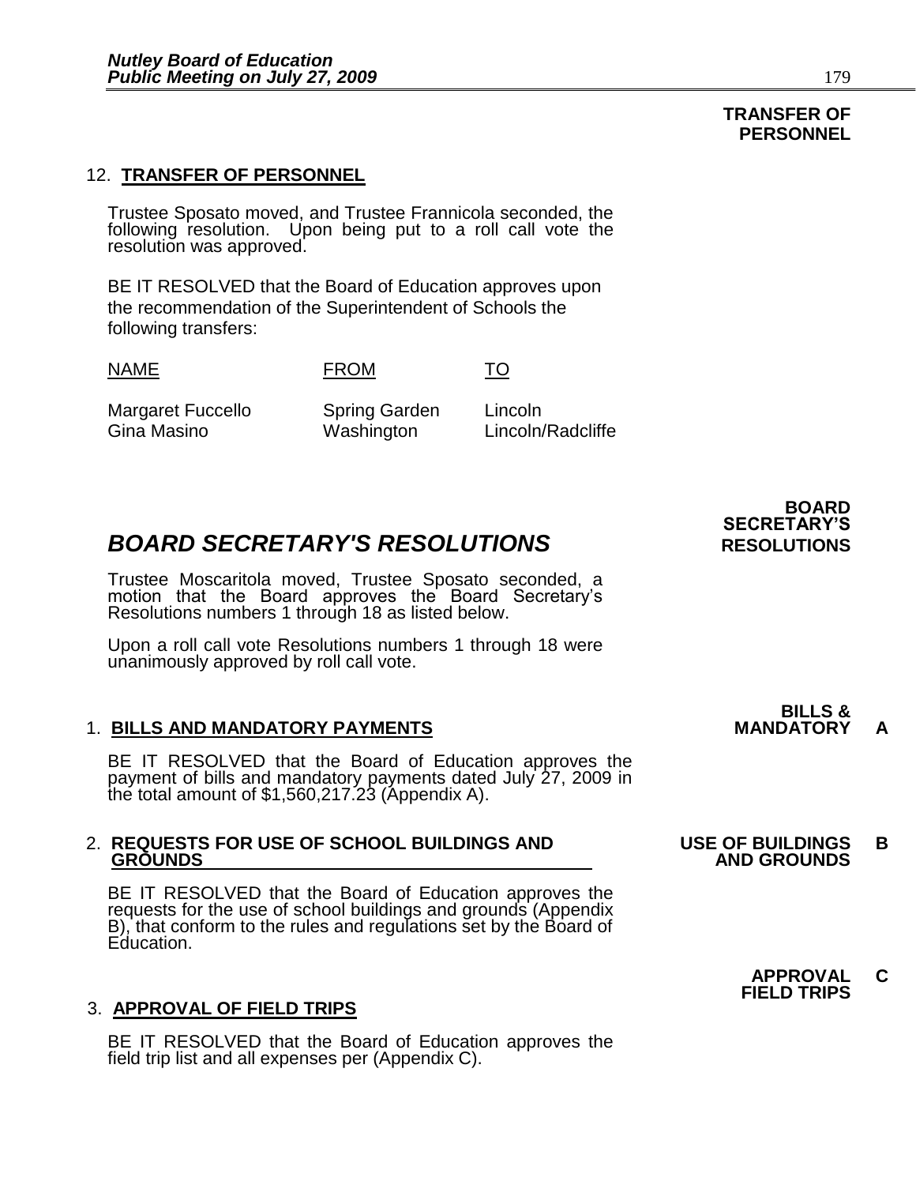**TRANSFER OF PERSONNEL**

12. **TRANSFER OF PERSONNEL**

Trustee Sposato moved, and Trustee Frannicola seconded, the following resolution. Upon being put to a roll call vote the resolution was approved.

BE IT RESOLVED that the Board of Education approves upon the recommendation of the Superintendent of Schools the following transfers:

| NAME | FROM | TO |
|---|---|---|
| Margaret Fuccello | Spring Garden | Lincoln |
| Gina Masino | Washington | Lincoln/Radcliffe |

**BOARD SECRETARY'S RESOLUTIONS**

## *BOARD SECRETARY'S RESOLUTIONS*

Trustee Moscaritola moved, Trustee Sposato seconded, a motion that the Board approves the Board Secretary's Resolutions numbers 1 through 18 as listed below.

Upon a roll call vote Resolutions numbers 1 through 18 were unanimously approved by roll call vote.

**BILLS & MANDATORY** **A**

1. **BILLS AND MANDATORY PAYMENTS**

BE IT RESOLVED that the Board of Education approves the payment of bills and mandatory payments dated July 27, 2009 in the total amount of $1,560,217.23 (Appendix A).

**USE OF BUILDINGS AND GROUNDS** **B**

2. **REQUESTS FOR USE OF SCHOOL BUILDINGS AND GROUNDS**

BE IT RESOLVED that the Board of Education approves the requests for the use of school buildings and grounds (Appendix B), that conform to the rules and regulations set by the Board of Education.

**APPROVAL FIELD TRIPS** **C**

3. **APPROVAL OF FIELD TRIPS**

BE IT RESOLVED that the Board of Education approves the field trip list and all expenses per (Appendix C).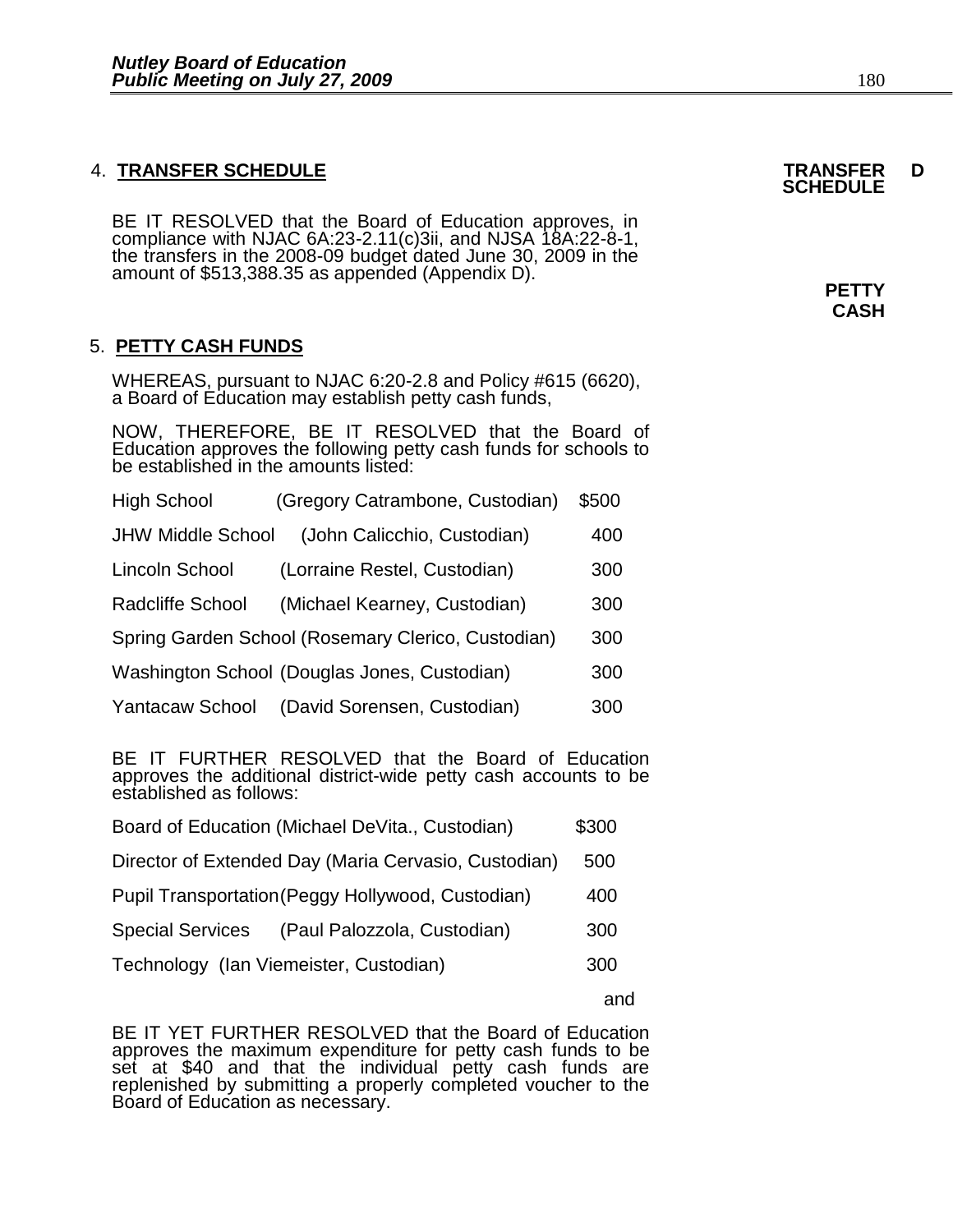4. **TRANSFER SCHEDULE**

**TRANSFER SCHEDULE** **D**

BE IT RESOLVED that the Board of Education approves, in compliance with NJAC 6A:23-2.11(c)3ii, and NJSA 18A:22-8-1, the transfers in the 2008-09 budget dated June 30, 2009 in the amount of $513,388.35 as appended (Appendix D).

**PETTY CASH**

5. **PETTY CASH FUNDS**

WHEREAS, pursuant to NJAC 6:20-2.8 and Policy #615 (6620), a Board of Education may establish petty cash funds,

NOW, THEREFORE, BE IT RESOLVED that the Board of Education approves the following petty cash funds for schools to be established in the amounts listed:

| School | Custodian | Amount |
|---|---|---|
| High School | (Gregory Catrambone, Custodian) | $500 |
| JHW Middle School | (John Calicchio, Custodian) | 400 |
| Lincoln School | (Lorraine Restel, Custodian) | 300 |
| Radcliffe School | (Michael Kearney, Custodian) | 300 |
| Spring Garden School | (Rosemary Clerico, Custodian) | 300 |
| Washington School | (Douglas Jones, Custodian) | 300 |
| Yantacaw School | (David Sorensen, Custodian) | 300 |

BE IT FURTHER RESOLVED that the Board of Education approves the additional district-wide petty cash accounts to be established as follows:

| Account | Custodian | Amount |
|---|---|---|
| Board of Education | (Michael DeVita., Custodian) | $300 |
| Director of Extended Day | (Maria Cervasio, Custodian) | 500 |
| Pupil Transportation | (Peggy Hollywood, Custodian) | 400 |
| Special Services | (Paul Palozzola, Custodian) | 300 |
| Technology | (Ian Viemeister, Custodian) | 300 |

and

BE IT YET FURTHER RESOLVED that the Board of Education approves the maximum expenditure for petty cash funds to be set at $40 and that the individual petty cash funds are replenished by submitting a properly completed voucher to the Board of Education as necessary.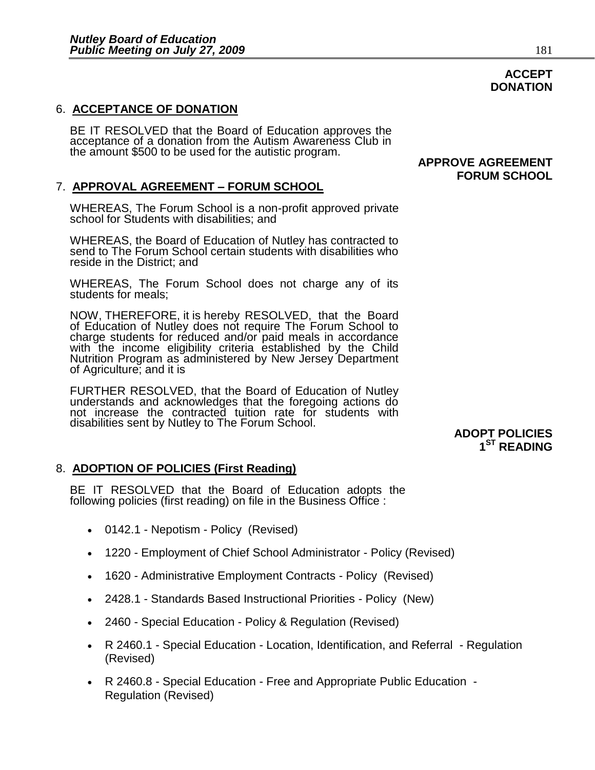**ACCEPT DONATION**

6. **ACCEPTANCE OF DONATION**

BE IT RESOLVED that the Board of Education approves the acceptance of a donation from the Autism Awareness Club in the amount $500 to be used for the autistic program.

**APPROVE AGREEMENT FORUM SCHOOL**

7. **APPROVAL AGREEMENT – FORUM SCHOOL**

WHEREAS, The Forum School is a non-profit approved private school for Students with disabilities; and

WHEREAS, the Board of Education of Nutley has contracted to send to The Forum School certain students with disabilities who reside in the District; and

WHEREAS, The Forum School does not charge any of its students for meals;

NOW, THEREFORE, it is hereby RESOLVED, that the Board of Education of Nutley does not require The Forum School to charge students for reduced and/or paid meals in accordance with the income eligibility criteria established by the Child Nutrition Program as administered by New Jersey Department of Agriculture; and it is

FURTHER RESOLVED, that the Board of Education of Nutley understands and acknowledges that the foregoing actions do not increase the contracted tuition rate for students with disabilities sent by Nutley to The Forum School.

**ADOPT POLICIES 1ST READING**

8. **ADOPTION OF POLICIES (First Reading)**

BE IT RESOLVED that the Board of Education adopts the following policies (first reading) on file in the Business Office :

- 0142.1 - Nepotism - Policy (Revised)
- 1220 - Employment of Chief School Administrator - Policy (Revised)
- 1620 - Administrative Employment Contracts - Policy (Revised)
- 2428.1 - Standards Based Instructional Priorities - Policy (New)
- 2460 - Special Education - Policy & Regulation (Revised)
- R 2460.1 - Special Education - Location, Identification, and Referral - Regulation (Revised)
- R 2460.8 - Special Education - Free and Appropriate Public Education - Regulation (Revised)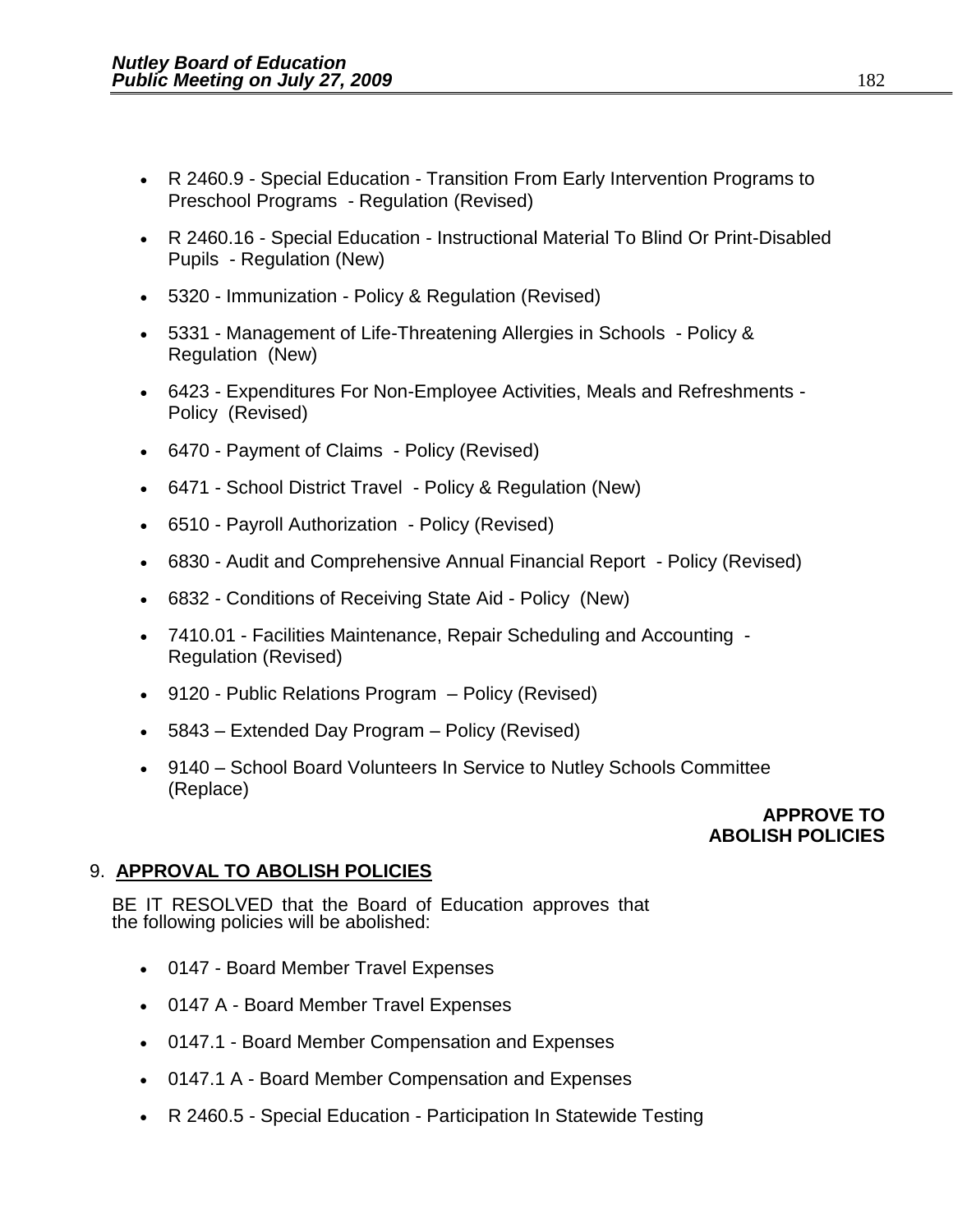- R 2460.9 - Special Education - Transition From Early Intervention Programs to Preschool Programs - Regulation (Revised)
- R 2460.16 - Special Education - Instructional Material To Blind Or Print-Disabled Pupils - Regulation (New)
- 5320 - Immunization - Policy & Regulation (Revised)
- 5331 - Management of Life-Threatening Allergies in Schools - Policy & Regulation (New)
- 6423 - Expenditures For Non-Employee Activities, Meals and Refreshments - Policy (Revised)
- 6470 - Payment of Claims - Policy (Revised)
- 6471 - School District Travel - Policy & Regulation (New)
- 6510 - Payroll Authorization - Policy (Revised)
- 6830 - Audit and Comprehensive Annual Financial Report - Policy (Revised)
- 6832 - Conditions of Receiving State Aid - Policy (New)
- 7410.01 - Facilities Maintenance, Repair Scheduling and Accounting - Regulation (Revised)
- 9120 - Public Relations Program – Policy (Revised)
- 5843 – Extended Day Program – Policy (Revised)
- 9140 – School Board Volunteers In Service to Nutley Schools Committee (Replace)

**APPROVE TO ABOLISH POLICIES**

## 9. APPROVAL TO ABOLISH POLICIES

BE IT RESOLVED that the Board of Education approves that the following policies will be abolished:

- 0147 - Board Member Travel Expenses
- 0147 A - Board Member Travel Expenses
- 0147.1 - Board Member Compensation and Expenses
- 0147.1 A - Board Member Compensation and Expenses
- R 2460.5 - Special Education - Participation In Statewide Testing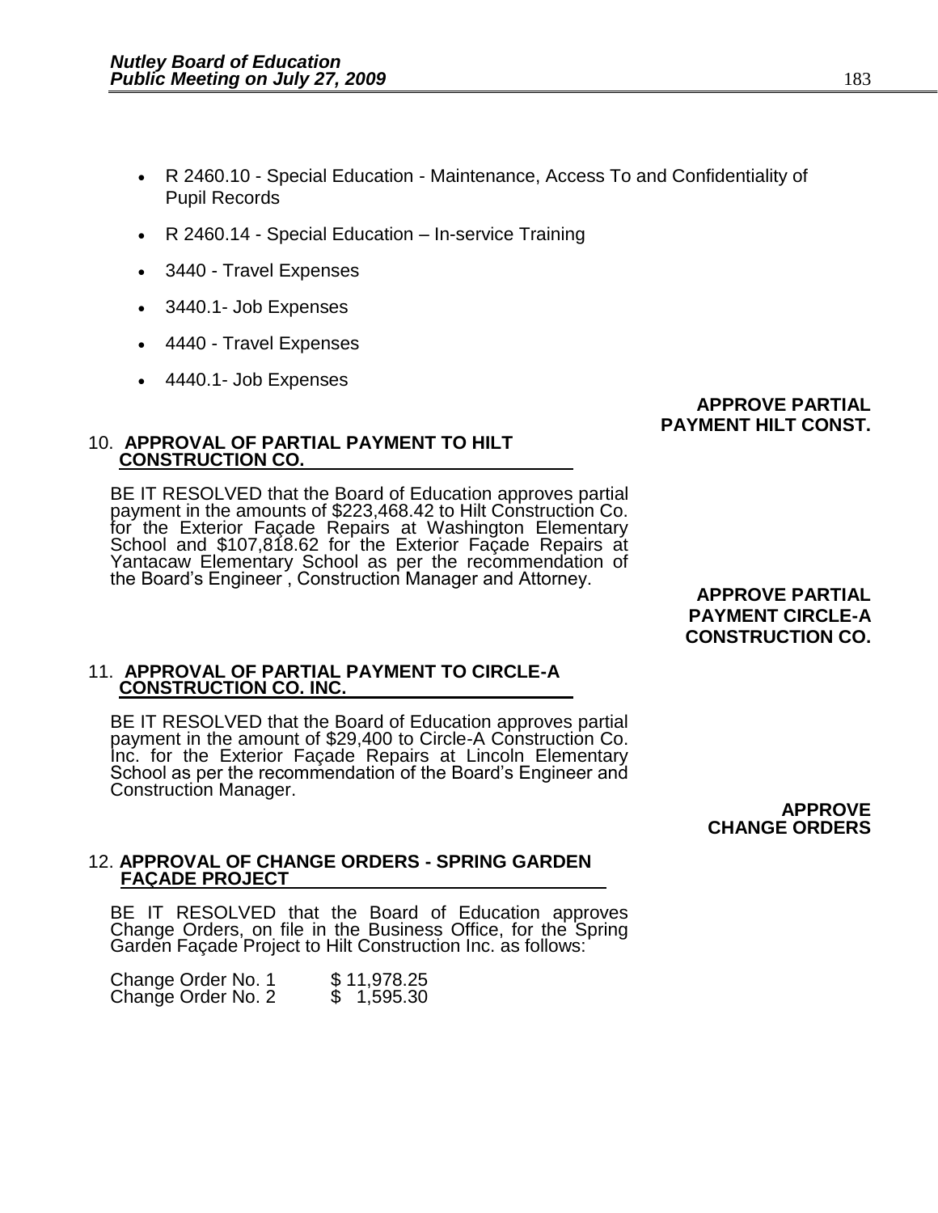- R 2460.10 - Special Education - Maintenance, Access To and Confidentiality of Pupil Records
- R 2460.14 - Special Education – In-service Training
- 3440 - Travel Expenses
- 3440.1- Job Expenses
- 4440 - Travel Expenses
- 4440.1- Job Expenses

**APPROVE PARTIAL PAYMENT HILT CONST.**

10. **APPROVAL OF PARTIAL PAYMENT TO HILT CONSTRUCTION CO.**

BE IT RESOLVED that the Board of Education approves partial payment in the amounts of $223,468.42 to Hilt Construction Co. for the Exterior Façade Repairs at Washington Elementary School and $107,818.62 for the Exterior Façade Repairs at Yantacaw Elementary School as per the recommendation of the Board's Engineer , Construction Manager and Attorney.

**APPROVE PARTIAL PAYMENT CIRCLE-A CONSTRUCTION CO.**

11. **APPROVAL OF PARTIAL PAYMENT TO CIRCLE-A CONSTRUCTION CO. INC.**

BE IT RESOLVED that the Board of Education approves partial payment in the amount of $29,400 to Circle-A Construction Co. Inc. for the Exterior Façade Repairs at Lincoln Elementary School as per the recommendation of the Board's Engineer and Construction Manager.

**APPROVE CHANGE ORDERS**

12. **APPROVAL OF CHANGE ORDERS - SPRING GARDEN FAÇADE PROJECT**

BE IT RESOLVED that the Board of Education approves Change Orders, on file in the Business Office, for the Spring Garden Façade Project to Hilt Construction Inc. as follows:

| | |
|---|---|
| Change Order No. 1 | $ 11,978.25 |
| Change Order No. 2 | $ 1,595.30 |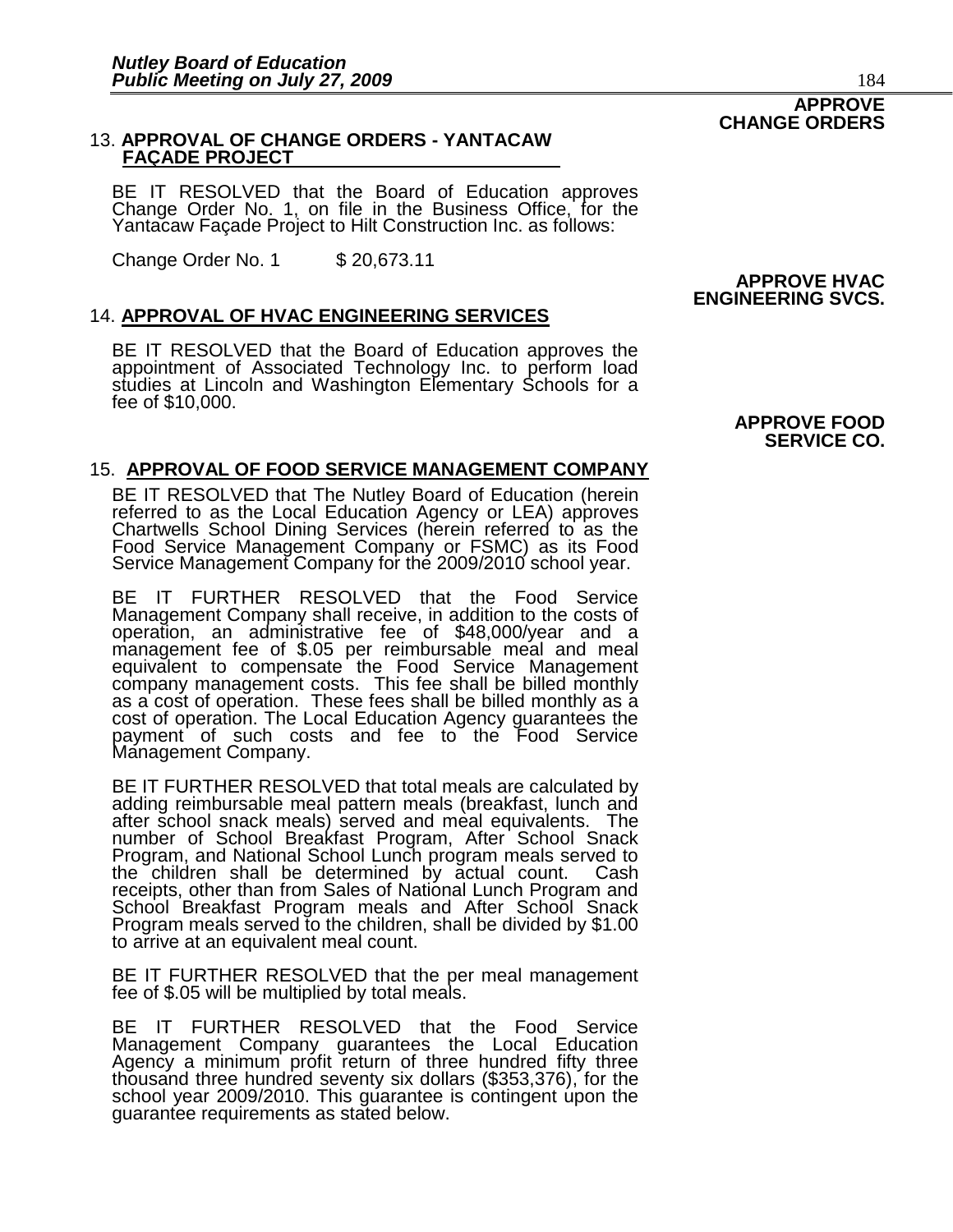**APPROVE CHANGE ORDERS**

13. **APPROVAL OF CHANGE ORDERS - YANTACAW FAÇADE PROJECT**

BE IT RESOLVED that the Board of Education approves Change Order No. 1, on file in the Business Office, for the Yantacaw Façade Project to Hilt Construction Inc. as follows:

Change Order No. 1 $ 20,673.11

**APPROVE HVAC ENGINEERING SVCS.**

14. **APPROVAL OF HVAC ENGINEERING SERVICES**

BE IT RESOLVED that the Board of Education approves the appointment of Associated Technology Inc. to perform load studies at Lincoln and Washington Elementary Schools for a fee of $10,000.

**APPROVE FOOD SERVICE CO.**

15. **APPROVAL OF FOOD SERVICE MANAGEMENT COMPANY**

BE IT RESOLVED that The Nutley Board of Education (herein referred to as the Local Education Agency or LEA) approves Chartwells School Dining Services (herein referred to as the Food Service Management Company or FSMC) as its Food Service Management Company for the 2009/2010 school year.

BE IT FURTHER RESOLVED that the Food Service Management Company shall receive, in addition to the costs of operation, an administrative fee of $48,000/year and a management fee of $.05 per reimbursable meal and meal equivalent to compensate the Food Service Management company management costs. This fee shall be billed monthly as a cost of operation. These fees shall be billed monthly as a cost of operation. The Local Education Agency guarantees the payment of such costs and fee to the Food Service Management Company.

BE IT FURTHER RESOLVED that total meals are calculated by adding reimbursable meal pattern meals (breakfast, lunch and after school snack meals) served and meal equivalents. The number of School Breakfast Program, After School Snack Program, and National School Lunch program meals served to the children shall be determined by actual count. Cash receipts, other than from Sales of National Lunch Program and School Breakfast Program meals and After School Snack Program meals served to the children, shall be divided by $1.00 to arrive at an equivalent meal count.

BE IT FURTHER RESOLVED that the per meal management fee of $.05 will be multiplied by total meals.

BE IT FURTHER RESOLVED that the Food Service Management Company guarantees the Local Education Agency a minimum profit return of three hundred fifty three thousand three hundred seventy six dollars ($353,376), for the school year 2009/2010. This guarantee is contingent upon the guarantee requirements as stated below.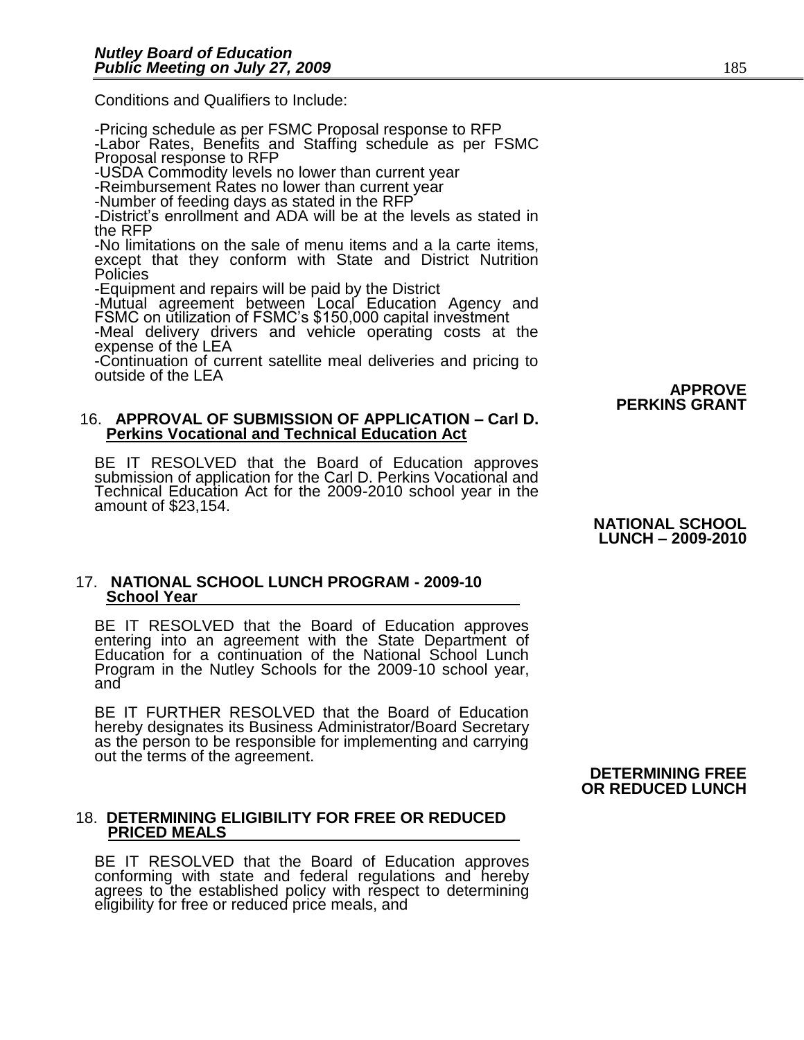Conditions and Qualifiers to Include:

-Pricing schedule as per FSMC Proposal response to RFP
-Labor Rates, Benefits and Staffing schedule as per FSMC Proposal response to RFP
-USDA Commodity levels no lower than current year
-Reimbursement Rates no lower than current year
-Number of feeding days as stated in the RFP
-District's enrollment and ADA will be at the levels as stated in the RFP
-No limitations on the sale of menu items and a la carte items, except that they conform with State and District Nutrition Policies
-Equipment and repairs will be paid by the District
-Mutual agreement between Local Education Agency and FSMC on utilization of FSMC's $150,000 capital investment
-Meal delivery drivers and vehicle operating costs at the expense of the LEA
-Continuation of current satellite meal deliveries and pricing to outside of the LEA

**APPROVE PERKINS GRANT**

16. **APPROVAL OF SUBMISSION OF APPLICATION – Carl D. Perkins Vocational and Technical Education Act**

BE IT RESOLVED that the Board of Education approves submission of application for the Carl D. Perkins Vocational and Technical Education Act for the 2009-2010 school year in the amount of $23,154.

**NATIONAL SCHOOL LUNCH – 2009-2010**

17. **NATIONAL SCHOOL LUNCH PROGRAM - 2009-10 School Year**

BE IT RESOLVED that the Board of Education approves entering into an agreement with the State Department of Education for a continuation of the National School Lunch Program in the Nutley Schools for the 2009-10 school year, and

BE IT FURTHER RESOLVED that the Board of Education hereby designates its Business Administrator/Board Secretary as the person to be responsible for implementing and carrying out the terms of the agreement.

**DETERMINING FREE OR REDUCED LUNCH**

18. **DETERMINING ELIGIBILITY FOR FREE OR REDUCED PRICED MEALS**

BE IT RESOLVED that the Board of Education approves conforming with state and federal regulations and hereby agrees to the established policy with respect to determining eligibility for free or reduced price meals, and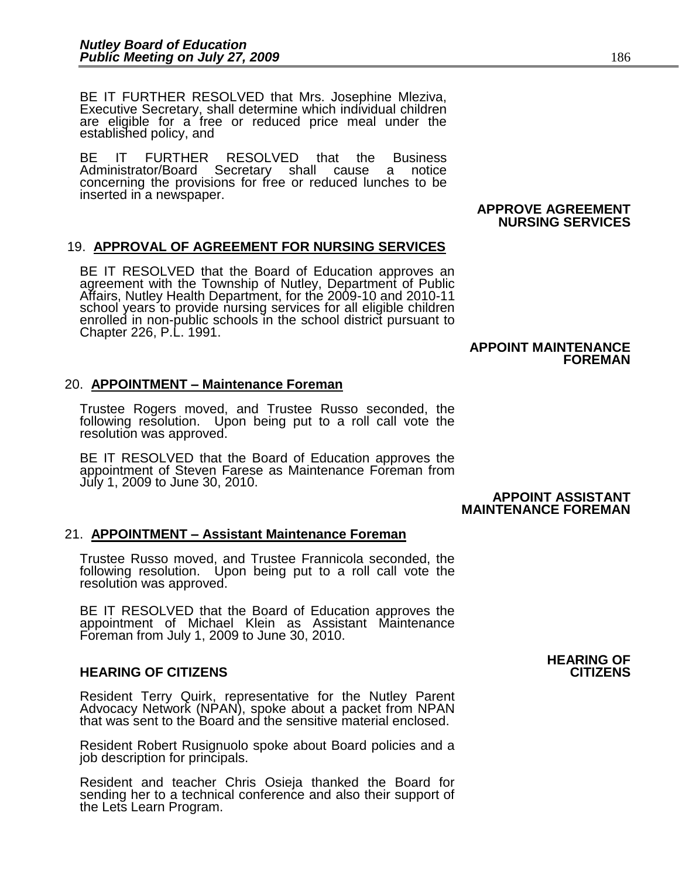BE IT FURTHER RESOLVED that Mrs. Josephine Mleziva, Executive Secretary, shall determine which individual children are eligible for a free or reduced price meal under the established policy, and

BE IT FURTHER RESOLVED that the Business Administrator/Board Secretary shall cause a notice concerning the provisions for free or reduced lunches to be inserted in a newspaper.

**APPROVE AGREEMENT NURSING SERVICES**

19. **APPROVAL OF AGREEMENT FOR NURSING SERVICES**

BE IT RESOLVED that the Board of Education approves an agreement with the Township of Nutley, Department of Public Affairs, Nutley Health Department, for the 2009-10 and 2010-11 school years to provide nursing services for all eligible children enrolled in non-public schools in the school district pursuant to Chapter 226, P.L. 1991.

**APPOINT MAINTENANCE FOREMAN**

20. **APPOINTMENT – Maintenance Foreman**

Trustee Rogers moved, and Trustee Russo seconded, the following resolution. Upon being put to a roll call vote the resolution was approved.

BE IT RESOLVED that the Board of Education approves the appointment of Steven Farese as Maintenance Foreman from July 1, 2009 to June 30, 2010.

**APPOINT ASSISTANT MAINTENANCE FOREMAN**

21. **APPOINTMENT – Assistant Maintenance Foreman**

Trustee Russo moved, and Trustee Frannicola seconded, the following resolution. Upon being put to a roll call vote the resolution was approved.

BE IT RESOLVED that the Board of Education approves the appointment of Michael Klein as Assistant Maintenance Foreman from July 1, 2009 to June 30, 2010.

**HEARING OF CITIZENS**

**HEARING OF CITIZENS**

Resident Terry Quirk, representative for the Nutley Parent Advocacy Network (NPAN), spoke about a packet from NPAN that was sent to the Board and the sensitive material enclosed.

Resident Robert Rusignuolo spoke about Board policies and a job description for principals.

Resident and teacher Chris Osieja thanked the Board for sending her to a technical conference and also their support of the Lets Learn Program.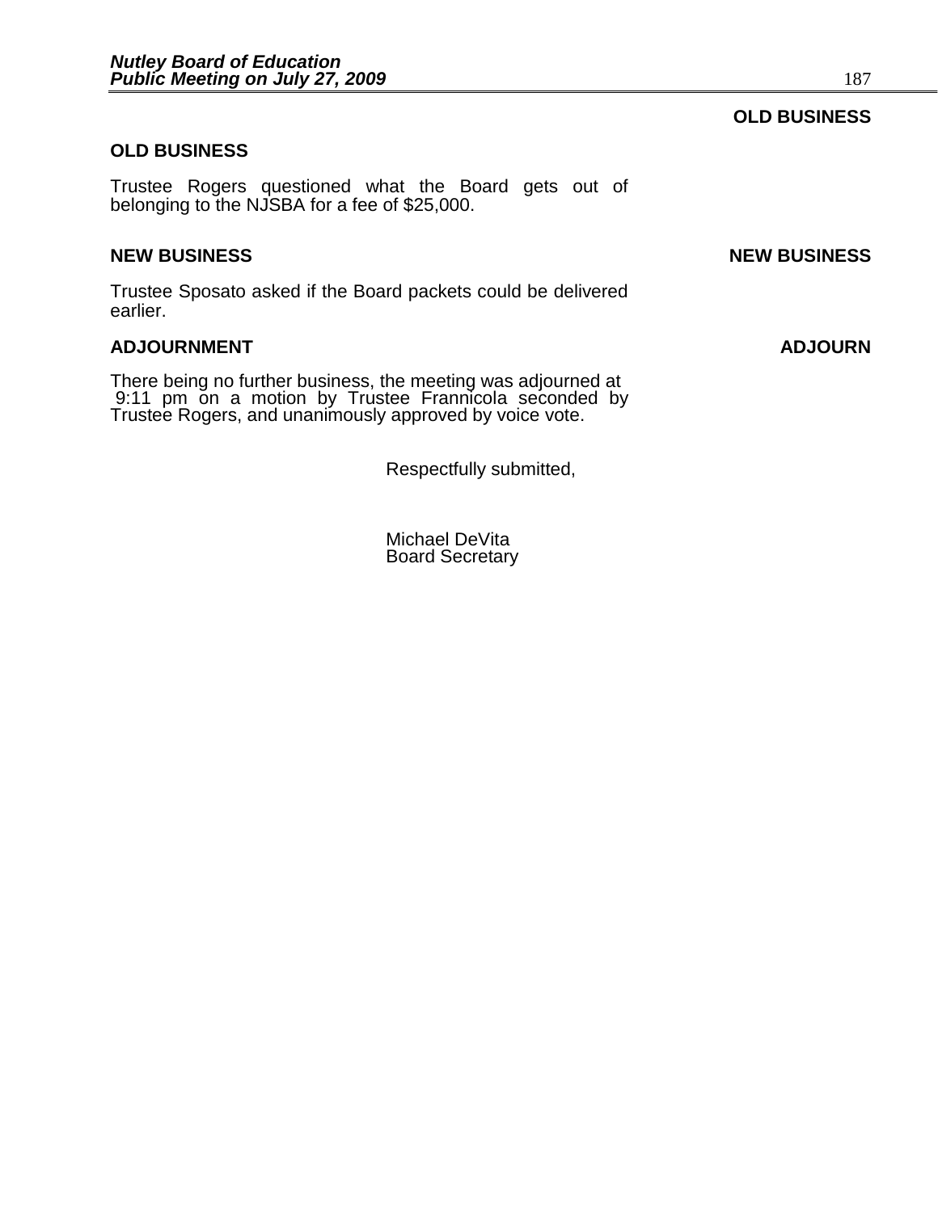## OLD BUSINESS

**OLD BUSINESS**

Trustee Rogers questioned what the Board gets out of belonging to the NJSBA for a fee of $25,000.

## NEW BUSINESS

**NEW BUSINESS**

Trustee Sposato asked if the Board packets could be delivered earlier.

## ADJOURNMENT

**ADJOURN**

There being no further business, the meeting was adjourned at 9:11 pm on a motion by Trustee Frannicola seconded by Trustee Rogers, and unanimously approved by voice vote.

Respectfully submitted,

Michael DeVita
Board Secretary